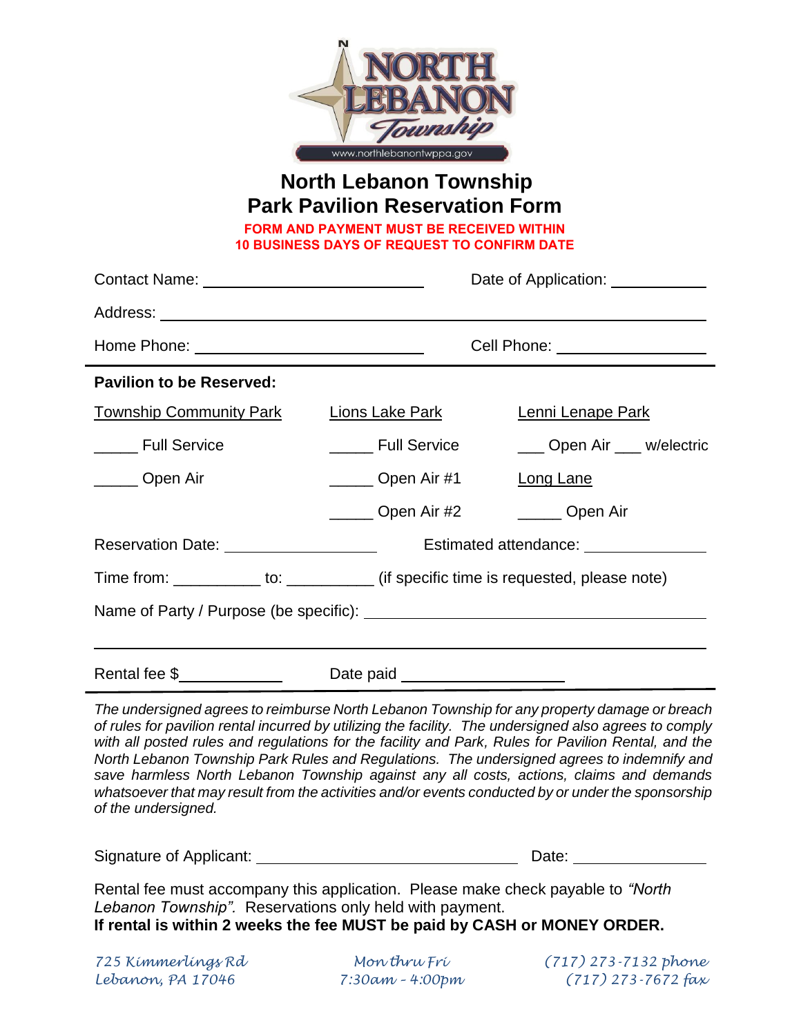NORTH LEBANON Township

www.northlebanontwppa.gov

# North Lebanon Township
# Park Pavilion Reservation Form

**FORM AND PAYMENT MUST BE RECEIVED WITHIN 10 BUSINESS DAYS OF REQUEST TO CONFIRM DATE**

Contact Name: ________________________ Date of Application: __________

Address: ____________________________________________________________

Home Phone: ________________________ Cell Phone: ________________

**Pavilion to be Reserved:**

| Township Community Park | Lions Lake Park | Lenni Lenape Park |
|---|---|---|
| _____ Full Service | _____ Full Service | ___ Open Air ___ w/electric |
| _____ Open Air | _____ Open Air #1 | Long Lane |
| | _____ Open Air #2 | _____ Open Air |

Reservation Date: ________________ Estimated attendance: ____________

Time from: __________ to: __________ (if specific time is requested, please note)

Name of Party / Purpose (be specific): ____________________________________

____________________________________________________________

Rental fee $____________ Date paid ________________

*The undersigned agrees to reimburse North Lebanon Township for any property damage or breach of rules for pavilion rental incurred by utilizing the facility. The undersigned also agrees to comply with all posted rules and regulations for the facility and Park, Rules for Pavilion Rental, and the North Lebanon Township Park Rules and Regulations. The undersigned agrees to indemnify and save harmless North Lebanon Township against any all costs, actions, claims and demands whatsoever that may result from the activities and/or events conducted by or under the sponsorship of the undersigned.*

Signature of Applicant: ____________________________ Date: ______________

Rental fee must accompany this application. Please make check payable to *"North Lebanon Township".* Reservations only held with payment.
**If rental is within 2 weeks the fee MUST be paid by CASH or MONEY ORDER.**

725 Kimmerlings Rd
Lebanon, PA 17046

Mon thru Fri
7:30am - 4:00pm

(717) 273-7132 phone
(717) 273-7672 fax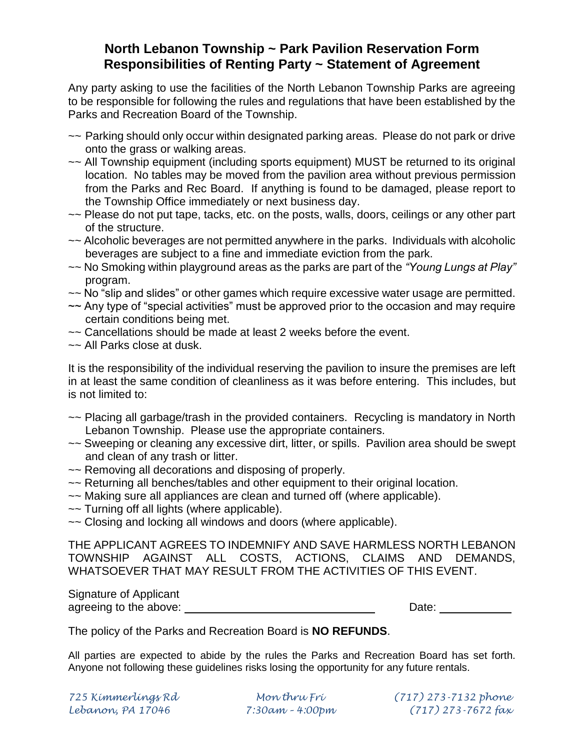## North Lebanon Township ~ Park Pavilion Reservation Form
## Responsibilities of Renting Party ~ Statement of Agreement

Any party asking to use the facilities of the North Lebanon Township Parks are agreeing to be responsible for following the rules and regulations that have been established by the Parks and Recreation Board of the Township.

~~ Parking should only occur within designated parking areas. Please do not park or drive onto the grass or walking areas.
~~ All Township equipment (including sports equipment) MUST be returned to its original location. No tables may be moved from the pavilion area without previous permission from the Parks and Rec Board. If anything is found to be damaged, please report to the Township Office immediately or next business day.
~~ Please do not put tape, tacks, etc. on the posts, walls, doors, ceilings or any other part of the structure.
~~ Alcoholic beverages are not permitted anywhere in the parks. Individuals with alcoholic beverages are subject to a fine and immediate eviction from the park.
~~ No Smoking within playground areas as the parks are part of the *"Young Lungs at Play"* program.
~~ No "slip and slides" or other games which require excessive water usage are permitted.
~~ Any type of "special activities" must be approved prior to the occasion and may require certain conditions being met.
~~ Cancellations should be made at least 2 weeks before the event.
~~ All Parks close at dusk.

It is the responsibility of the individual reserving the pavilion to insure the premises are left in at least the same condition of cleanliness as it was before entering. This includes, but is not limited to:

~~ Placing all garbage/trash in the provided containers. Recycling is mandatory in North Lebanon Township. Please use the appropriate containers.
~~ Sweeping or cleaning any excessive dirt, litter, or spills. Pavilion area should be swept and clean of any trash or litter.
~~ Removing all decorations and disposing of properly.
~~ Returning all benches/tables and other equipment to their original location.
~~ Making sure all appliances are clean and turned off (where applicable).
~~ Turning off all lights (where applicable).
~~ Closing and locking all windows and doors (where applicable).

THE APPLICANT AGREES TO INDEMNIFY AND SAVE HARMLESS NORTH LEBANON TOWNSHIP AGAINST ALL COSTS, ACTIONS, CLAIMS AND DEMANDS, WHATSOEVER THAT MAY RESULT FROM THE ACTIVITIES OF THIS EVENT.

Signature of Applicant
agreeing to the above: ______________________________ Date: ___________

The policy of the Parks and Recreation Board is **NO REFUNDS**.

All parties are expected to abide by the rules the Parks and Recreation Board has set forth. Anyone not following these guidelines risks losing the opportunity for any future rentals.

*725 Kimmerlings Rd* | *Mon thru Fri* | *(717) 273-7132 phone*
*Lebanon, PA 17046* | *7:30am - 4:00pm* | *(717) 273-7672 fax*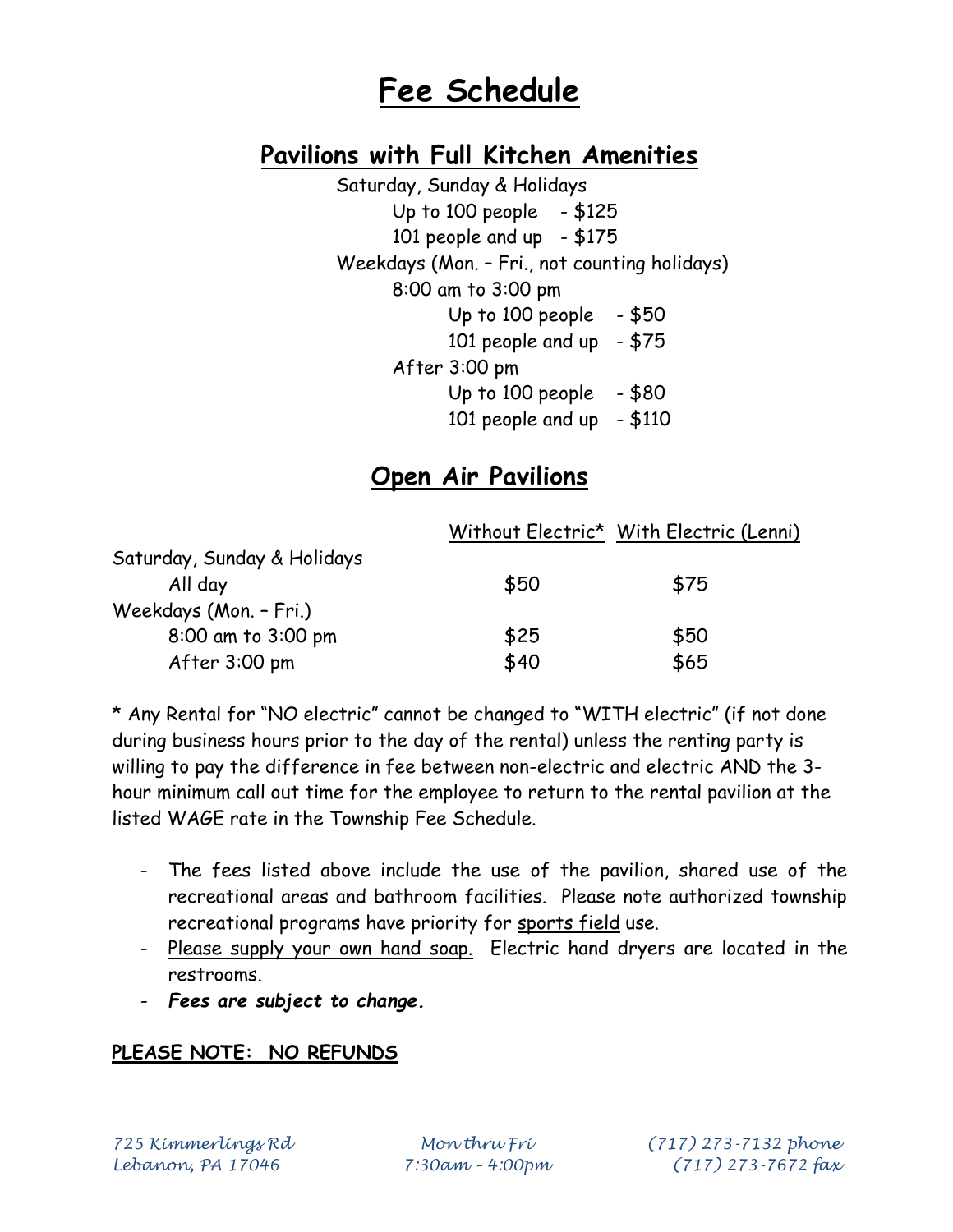# Fee Schedule

## Pavilions with Full Kitchen Amenities

Saturday, Sunday & Holidays
- Up to 100 people - $125
- 101 people and up - $175

Weekdays (Mon. – Fri., not counting holidays)
- 8:00 am to 3:00 pm
  - Up to 100 people - $50
  - 101 people and up - $75
- After 3:00 pm
  - Up to 100 people - $80
  - 101 people and up - $110

## Open Air Pavilions

| | Without Electric* | With Electric (Lenni) |
|---|---|---|
| Saturday, Sunday & Holidays | | |
| All day | $50 | $75 |
| Weekdays (Mon. – Fri.) | | |
| 8:00 am to 3:00 pm | $25 | $50 |
| After 3:00 pm | $40 | $65 |

* Any Rental for "NO electric" cannot be changed to "WITH electric" (if not done during business hours prior to the day of the rental) unless the renting party is willing to pay the difference in fee between non-electric and electric AND the 3-hour minimum call out time for the employee to return to the rental pavilion at the listed WAGE rate in the Township Fee Schedule.

- The fees listed above include the use of the pavilion, shared use of the recreational areas and bathroom facilities. Please note authorized township recreational programs have priority for sports field use.
- Please supply your own hand soap. Electric hand dryers are located in the restrooms.
- ***Fees are subject to change.***

**PLEASE NOTE: NO REFUNDS**

*725 Kimmerlings Rd, Lebanon, PA 17046*  
*Mon thru Fri 7:30am – 4:00pm*  
*(717) 273-7132 phone*  
*(717) 273-7672 fax*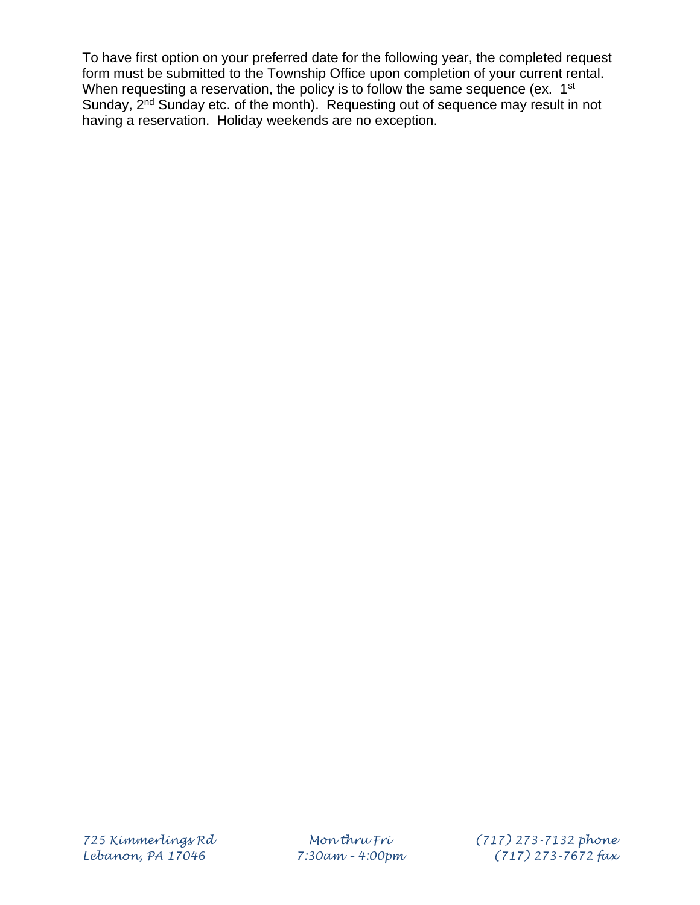To have first option on your preferred date for the following year, the completed request form must be submitted to the Township Office upon completion of your current rental. When requesting a reservation, the policy is to follow the same sequence (ex. 1st Sunday, 2nd Sunday etc. of the month). Requesting out of sequence may result in not having a reservation. Holiday weekends are no exception.